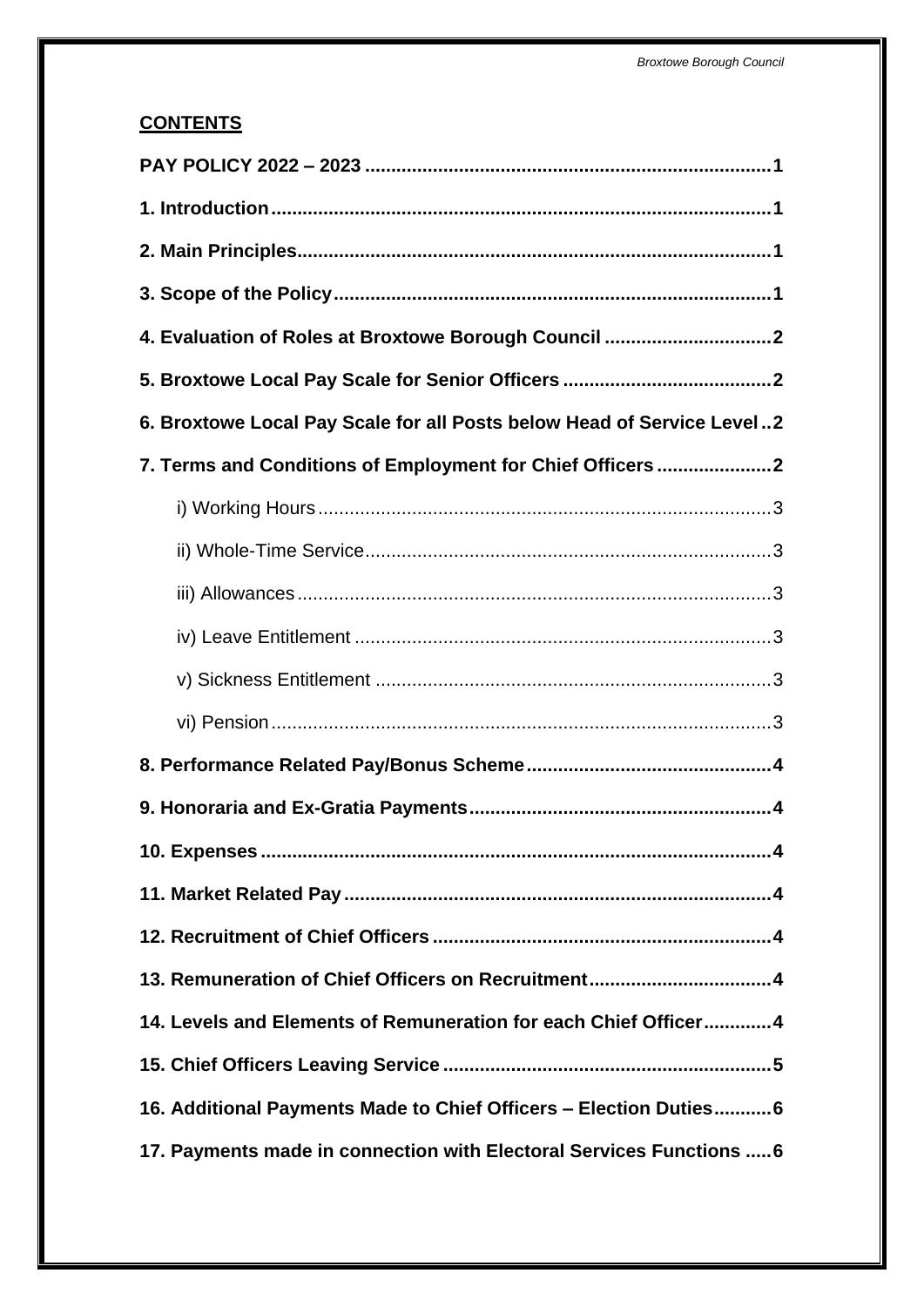**CONTENTS**

**PAY POLICY 2022 – 2023** ....................................................................... **1**

**1. Introduction** ......................................................................................... **1**

**2. Main Principles** .................................................................................... **1**

**3. Scope of the Policy** .............................................................................. **1**

**4. Evaluation of Roles at Broxtowe Borough Council** ................................ **2**

**5. Broxtowe Local Pay Scale for Senior Officers** ....................................... **2**

**6. Broxtowe Local Pay Scale for all Posts below Head of Service Level** .. **2**

**7. Terms and Conditions of Employment for Chief Officers** ...................... **2**

- i) Working Hours ........................................................................... 3
- ii) Whole-Time Service .................................................................... 3
- iii) Allowances ................................................................................ 3
- iv) Leave Entitlement ...................................................................... 3
- v) Sickness Entitlement .................................................................. 3
- vi) Pension ..................................................................................... 3

**8. Performance Related Pay/Bonus Scheme** ............................................ **4**

**9. Honoraria and Ex-Gratia Payments** ..................................................... **4**

**10. Expenses** .......................................................................................... **4**

**11. Market Related Pay** ........................................................................... **4**

**12. Recruitment of Chief Officers** ............................................................ **4**

**13. Remuneration of Chief Officers on Recruitment** ................................. **4**

**14. Levels and Elements of Remuneration for each Chief Officer** ............. **4**

**15. Chief Officers Leaving Service** ........................................................... **5**

**16. Additional Payments Made to Chief Officers – Election Duties** ........... **6**

**17. Payments made in connection with Electoral Services Functions** ..... **6**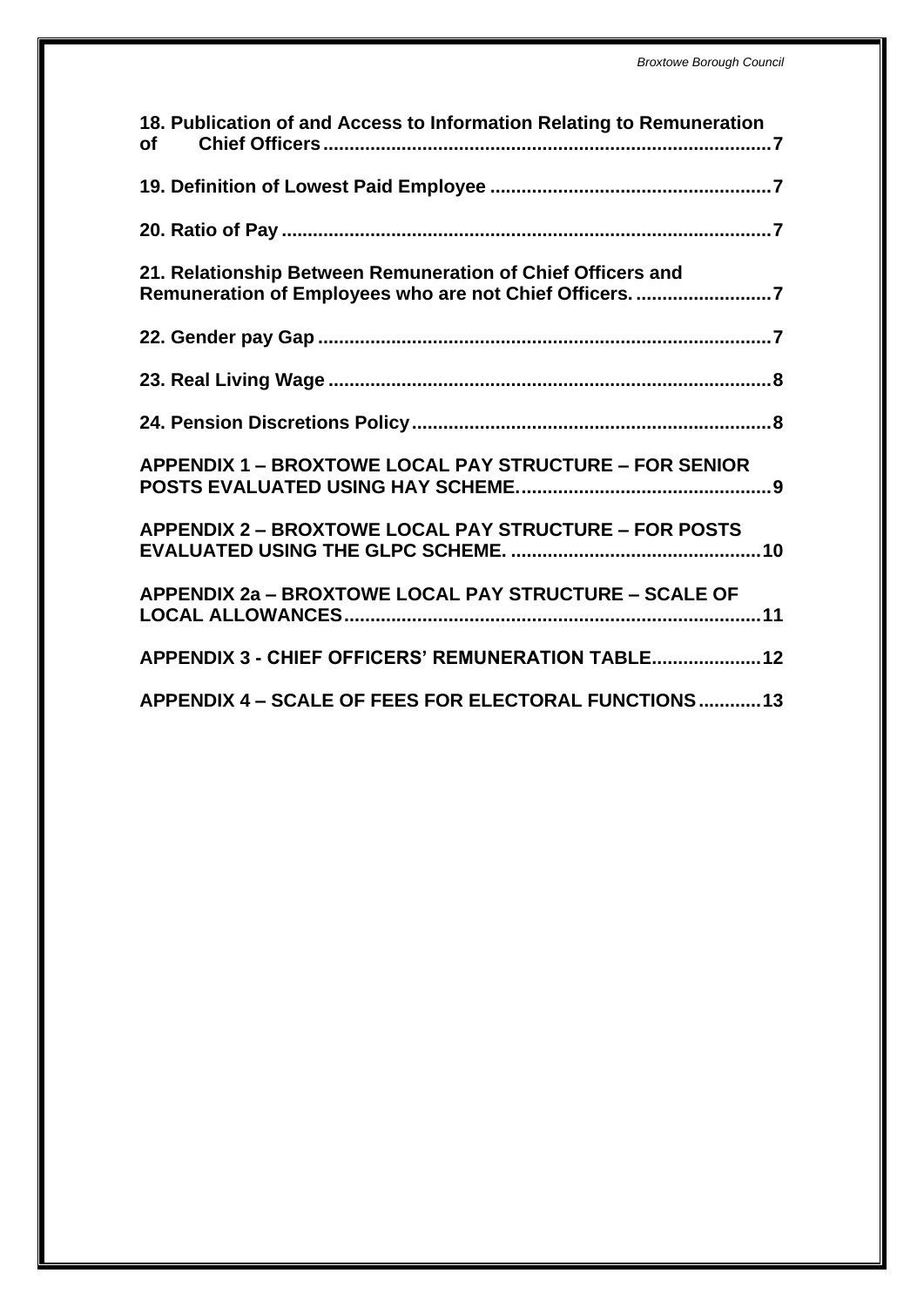**18. Publication of and Access to Information Relating to Remuneration of Chief Officers** ..... 7

**19. Definition of Lowest Paid Employee** ..... 7

**20. Ratio of Pay** ..... 7

**21. Relationship Between Remuneration of Chief Officers and Remuneration of Employees who are not Chief Officers.** ..... 7

**22. Gender pay Gap** ..... 7

**23. Real Living Wage** ..... 8

**24. Pension Discretions Policy** ..... 8

**APPENDIX 1 – BROXTOWE LOCAL PAY STRUCTURE – FOR SENIOR POSTS EVALUATED USING HAY SCHEME.** ..... 9

**APPENDIX 2 – BROXTOWE LOCAL PAY STRUCTURE – FOR POSTS EVALUATED USING THE GLPC SCHEME.** ..... 10

**APPENDIX 2a – BROXTOWE LOCAL PAY STRUCTURE – SCALE OF LOCAL ALLOWANCES** ..... 11

**APPENDIX 3 - CHIEF OFFICERS' REMUNERATION TABLE** ..... 12

**APPENDIX 4 – SCALE OF FEES FOR ELECTORAL FUNCTIONS** ..... 13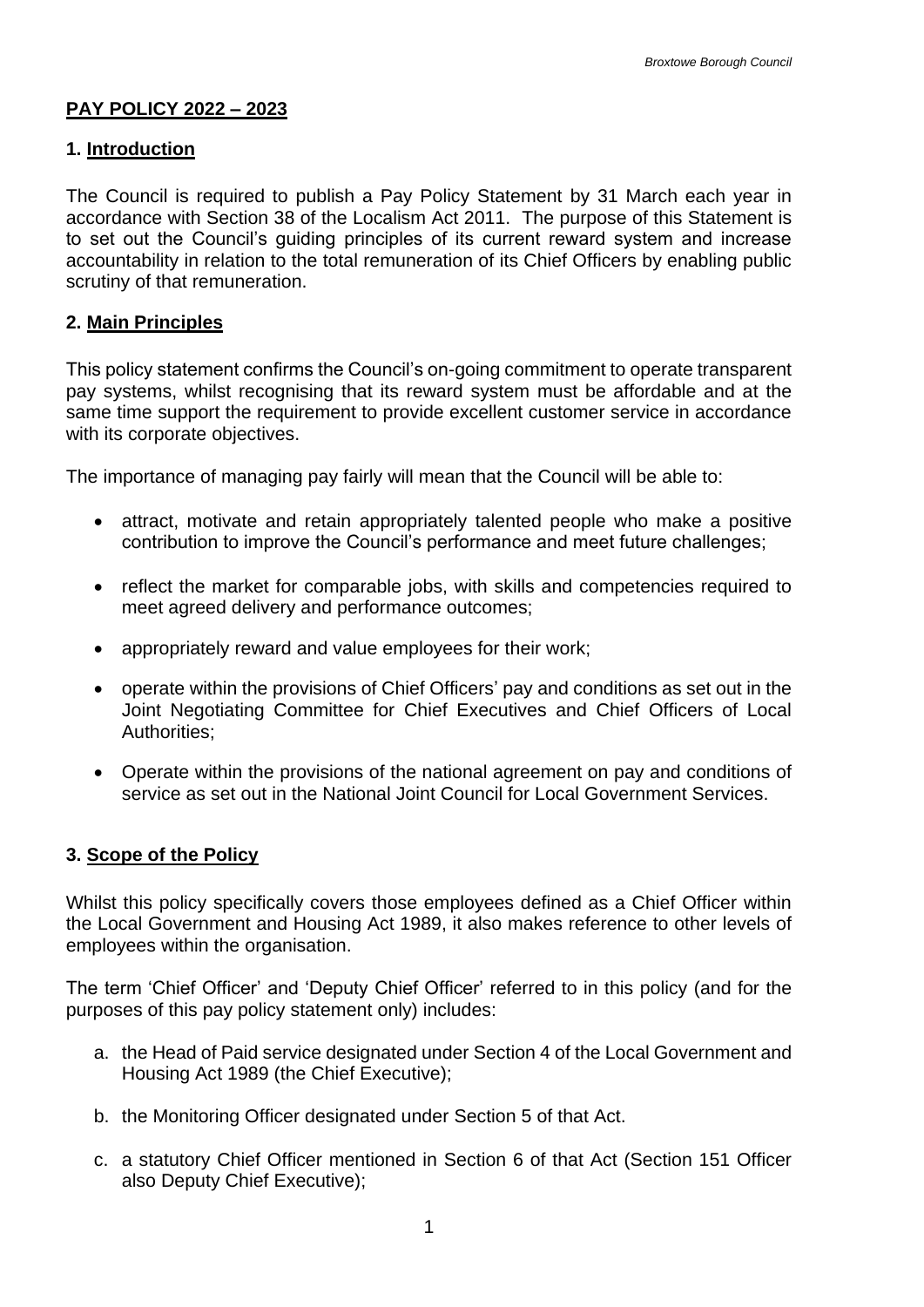## PAY POLICY 2022 – 2023

### 1. Introduction

The Council is required to publish a Pay Policy Statement by 31 March each year in accordance with Section 38 of the Localism Act 2011. The purpose of this Statement is to set out the Council's guiding principles of its current reward system and increase accountability in relation to the total remuneration of its Chief Officers by enabling public scrutiny of that remuneration.

### 2. Main Principles

This policy statement confirms the Council's on-going commitment to operate transparent pay systems, whilst recognising that its reward system must be affordable and at the same time support the requirement to provide excellent customer service in accordance with its corporate objectives.

The importance of managing pay fairly will mean that the Council will be able to:

- attract, motivate and retain appropriately talented people who make a positive contribution to improve the Council's performance and meet future challenges;
- reflect the market for comparable jobs, with skills and competencies required to meet agreed delivery and performance outcomes;
- appropriately reward and value employees for their work;
- operate within the provisions of Chief Officers' pay and conditions as set out in the Joint Negotiating Committee for Chief Executives and Chief Officers of Local Authorities;
- Operate within the provisions of the national agreement on pay and conditions of service as set out in the National Joint Council for Local Government Services.

### 3. Scope of the Policy

Whilst this policy specifically covers those employees defined as a Chief Officer within the Local Government and Housing Act 1989, it also makes reference to other levels of employees within the organisation.

The term 'Chief Officer' and 'Deputy Chief Officer' referred to in this policy (and for the purposes of this pay policy statement only) includes:

a. the Head of Paid service designated under Section 4 of the Local Government and Housing Act 1989 (the Chief Executive);

b. the Monitoring Officer designated under Section 5 of that Act.

c. a statutory Chief Officer mentioned in Section 6 of that Act (Section 151 Officer also Deputy Chief Executive);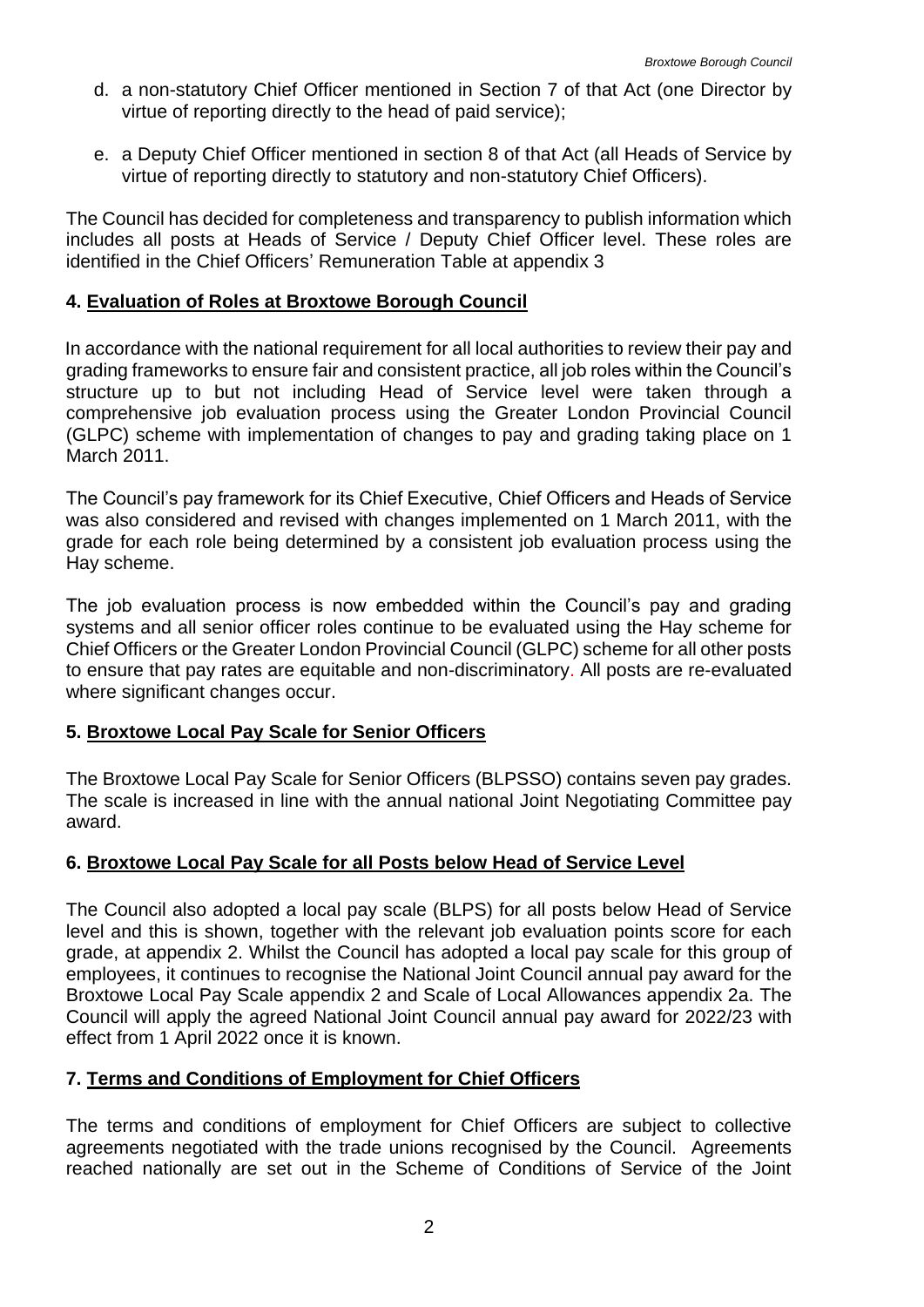d. a non-statutory Chief Officer mentioned in Section 7 of that Act (one Director by virtue of reporting directly to the head of paid service);

e. a Deputy Chief Officer mentioned in section 8 of that Act (all Heads of Service by virtue of reporting directly to statutory and non-statutory Chief Officers).

The Council has decided for completeness and transparency to publish information which includes all posts at Heads of Service / Deputy Chief Officer level. These roles are identified in the Chief Officers' Remuneration Table at appendix 3

## 4. Evaluation of Roles at Broxtowe Borough Council

In accordance with the national requirement for all local authorities to review their pay and grading frameworks to ensure fair and consistent practice, all job roles within the Council's structure up to but not including Head of Service level were taken through a comprehensive job evaluation process using the Greater London Provincial Council (GLPC) scheme with implementation of changes to pay and grading taking place on 1 March 2011.

The Council's pay framework for its Chief Executive, Chief Officers and Heads of Service was also considered and revised with changes implemented on 1 March 2011, with the grade for each role being determined by a consistent job evaluation process using the Hay scheme.

The job evaluation process is now embedded within the Council's pay and grading systems and all senior officer roles continue to be evaluated using the Hay scheme for Chief Officers or the Greater London Provincial Council (GLPC) scheme for all other posts to ensure that pay rates are equitable and non-discriminatory. All posts are re-evaluated where significant changes occur.

## 5. Broxtowe Local Pay Scale for Senior Officers

The Broxtowe Local Pay Scale for Senior Officers (BLPSSO) contains seven pay grades. The scale is increased in line with the annual national Joint Negotiating Committee pay award.

## 6. Broxtowe Local Pay Scale for all Posts below Head of Service Level

The Council also adopted a local pay scale (BLPS) for all posts below Head of Service level and this is shown, together with the relevant job evaluation points score for each grade, at appendix 2. Whilst the Council has adopted a local pay scale for this group of employees, it continues to recognise the National Joint Council annual pay award for the Broxtowe Local Pay Scale appendix 2 and Scale of Local Allowances appendix 2a. The Council will apply the agreed National Joint Council annual pay award for 2022/23 with effect from 1 April 2022 once it is known.

## 7. Terms and Conditions of Employment for Chief Officers

The terms and conditions of employment for Chief Officers are subject to collective agreements negotiated with the trade unions recognised by the Council. Agreements reached nationally are set out in the Scheme of Conditions of Service of the Joint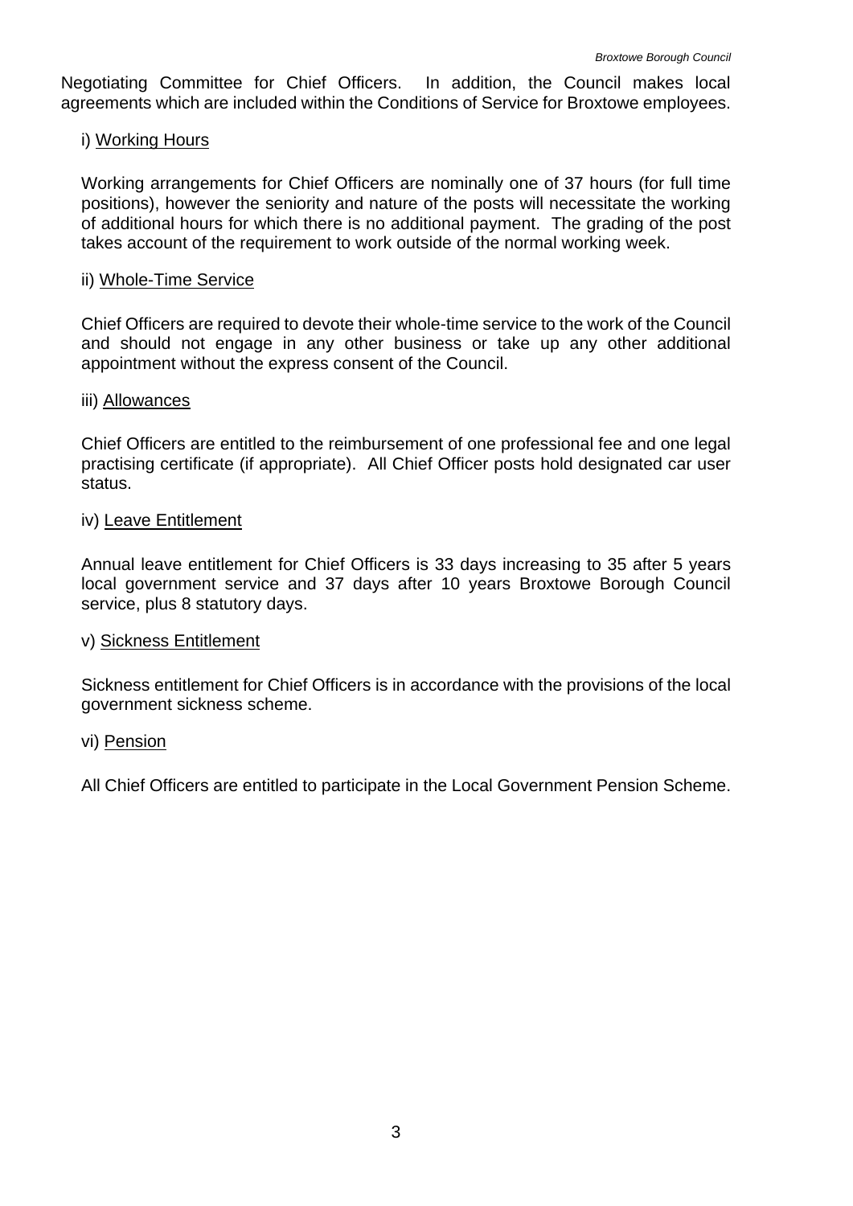Negotiating Committee for Chief Officers. In addition, the Council makes local agreements which are included within the Conditions of Service for Broxtowe employees.

i) Working Hours

Working arrangements for Chief Officers are nominally one of 37 hours (for full time positions), however the seniority and nature of the posts will necessitate the working of additional hours for which there is no additional payment. The grading of the post takes account of the requirement to work outside of the normal working week.

ii) Whole-Time Service

Chief Officers are required to devote their whole-time service to the work of the Council and should not engage in any other business or take up any other additional appointment without the express consent of the Council.

iii) Allowances

Chief Officers are entitled to the reimbursement of one professional fee and one legal practising certificate (if appropriate). All Chief Officer posts hold designated car user status.

iv) Leave Entitlement

Annual leave entitlement for Chief Officers is 33 days increasing to 35 after 5 years local government service and 37 days after 10 years Broxtowe Borough Council service, plus 8 statutory days.

v) Sickness Entitlement

Sickness entitlement for Chief Officers is in accordance with the provisions of the local government sickness scheme.

vi) Pension

All Chief Officers are entitled to participate in the Local Government Pension Scheme.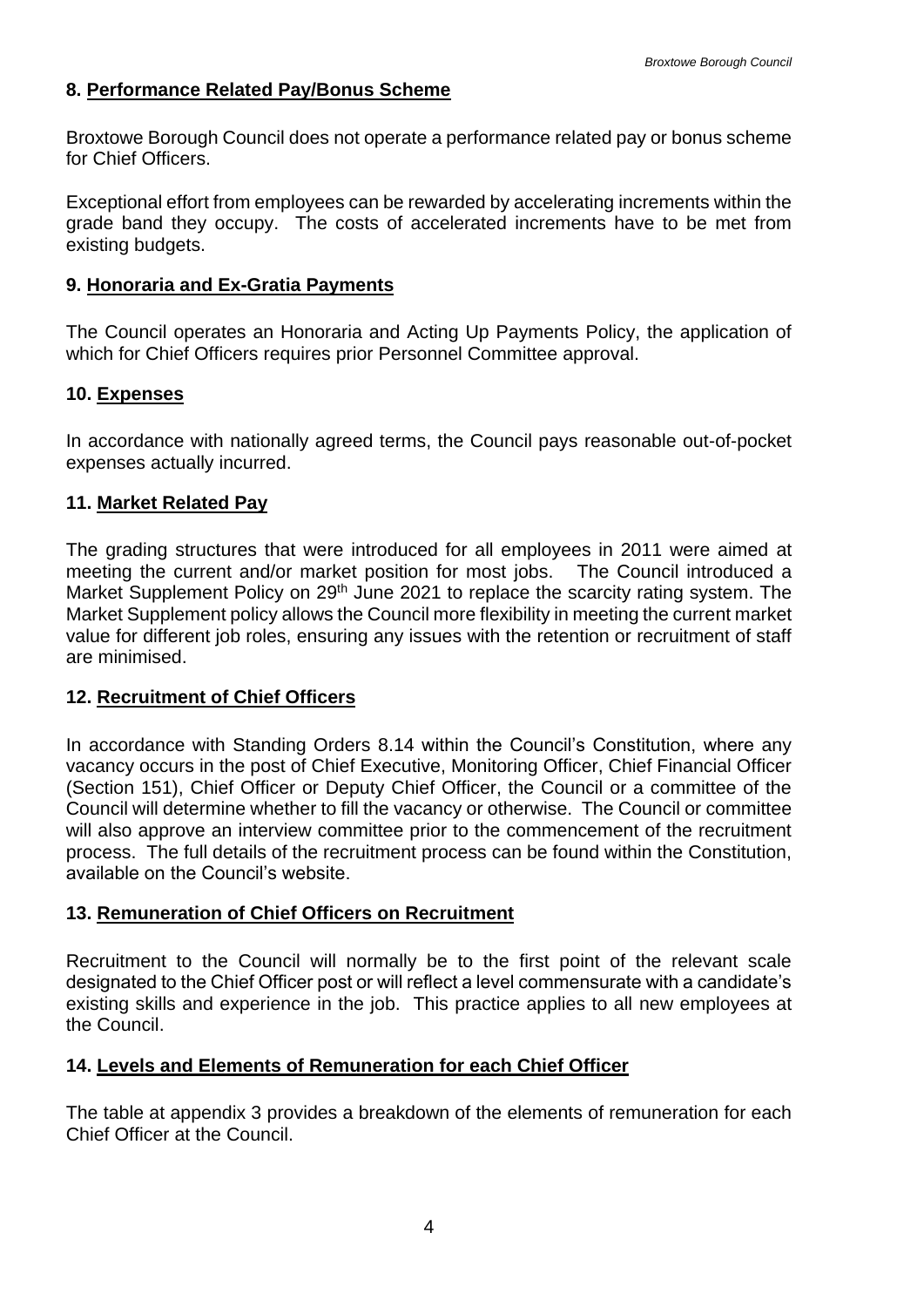## 8. Performance Related Pay/Bonus Scheme

Broxtowe Borough Council does not operate a performance related pay or bonus scheme for Chief Officers.

Exceptional effort from employees can be rewarded by accelerating increments within the grade band they occupy. The costs of accelerated increments have to be met from existing budgets.

## 9. Honoraria and Ex-Gratia Payments

The Council operates an Honoraria and Acting Up Payments Policy, the application of which for Chief Officers requires prior Personnel Committee approval.

## 10. Expenses

In accordance with nationally agreed terms, the Council pays reasonable out-of-pocket expenses actually incurred.

## 11. Market Related Pay

The grading structures that were introduced for all employees in 2011 were aimed at meeting the current and/or market position for most jobs. The Council introduced a Market Supplement Policy on 29th June 2021 to replace the scarcity rating system. The Market Supplement policy allows the Council more flexibility in meeting the current market value for different job roles, ensuring any issues with the retention or recruitment of staff are minimised.

## 12. Recruitment of Chief Officers

In accordance with Standing Orders 8.14 within the Council's Constitution, where any vacancy occurs in the post of Chief Executive, Monitoring Officer, Chief Financial Officer (Section 151), Chief Officer or Deputy Chief Officer, the Council or a committee of the Council will determine whether to fill the vacancy or otherwise. The Council or committee will also approve an interview committee prior to the commencement of the recruitment process. The full details of the recruitment process can be found within the Constitution, available on the Council's website.

## 13. Remuneration of Chief Officers on Recruitment

Recruitment to the Council will normally be to the first point of the relevant scale designated to the Chief Officer post or will reflect a level commensurate with a candidate's existing skills and experience in the job. This practice applies to all new employees at the Council.

## 14. Levels and Elements of Remuneration for each Chief Officer

The table at appendix 3 provides a breakdown of the elements of remuneration for each Chief Officer at the Council.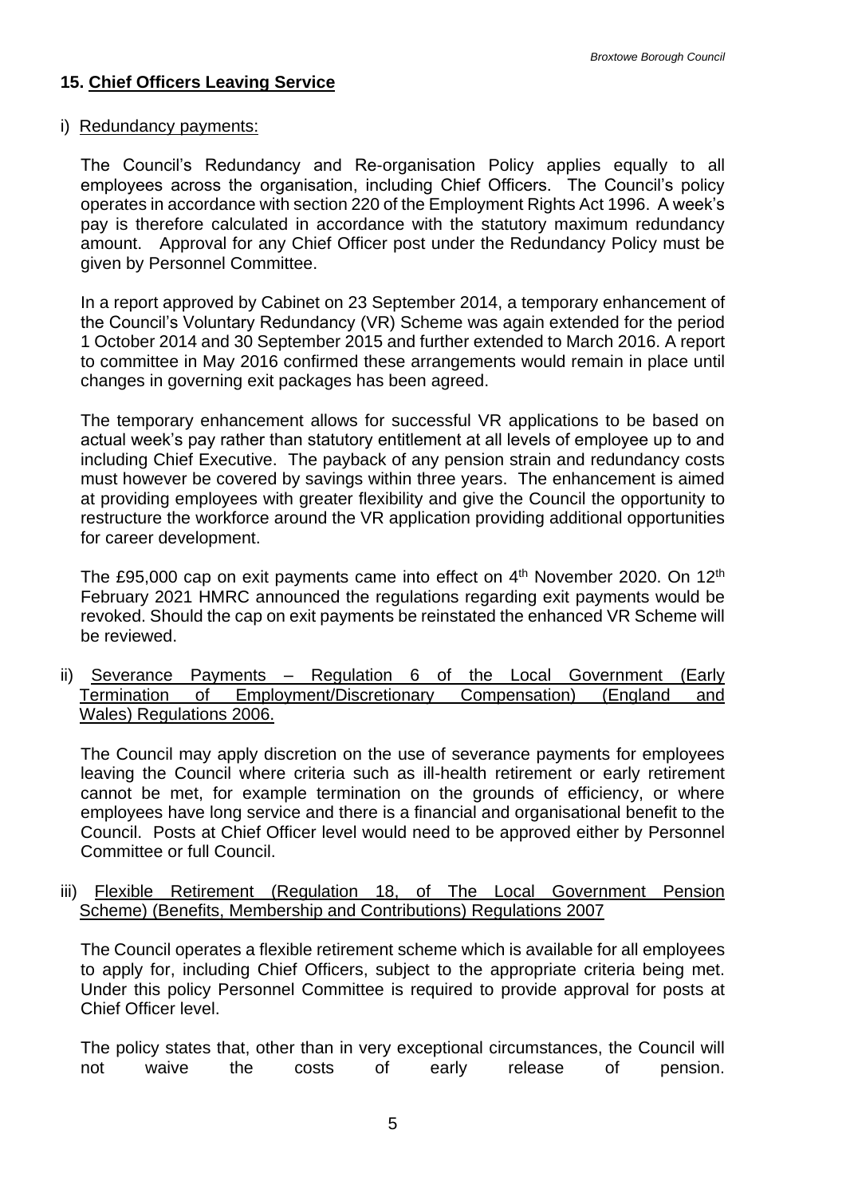## 15. Chief Officers Leaving Service

i) Redundancy payments:

The Council's Redundancy and Re-organisation Policy applies equally to all employees across the organisation, including Chief Officers. The Council's policy operates in accordance with section 220 of the Employment Rights Act 1996. A week's pay is therefore calculated in accordance with the statutory maximum redundancy amount. Approval for any Chief Officer post under the Redundancy Policy must be given by Personnel Committee.

In a report approved by Cabinet on 23 September 2014, a temporary enhancement of the Council's Voluntary Redundancy (VR) Scheme was again extended for the period 1 October 2014 and 30 September 2015 and further extended to March 2016. A report to committee in May 2016 confirmed these arrangements would remain in place until changes in governing exit packages has been agreed.

The temporary enhancement allows for successful VR applications to be based on actual week's pay rather than statutory entitlement at all levels of employee up to and including Chief Executive. The payback of any pension strain and redundancy costs must however be covered by savings within three years. The enhancement is aimed at providing employees with greater flexibility and give the Council the opportunity to restructure the workforce around the VR application providing additional opportunities for career development.

The £95,000 cap on exit payments came into effect on 4th November 2020. On 12th February 2021 HMRC announced the regulations regarding exit payments would be revoked. Should the cap on exit payments be reinstated the enhanced VR Scheme will be reviewed.

ii) Severance Payments – Regulation 6 of the Local Government (Early Termination of Employment/Discretionary Compensation) (England and Wales) Regulations 2006.

The Council may apply discretion on the use of severance payments for employees leaving the Council where criteria such as ill-health retirement or early retirement cannot be met, for example termination on the grounds of efficiency, or where employees have long service and there is a financial and organisational benefit to the Council. Posts at Chief Officer level would need to be approved either by Personnel Committee or full Council.

iii) Flexible Retirement (Regulation 18, of The Local Government Pension Scheme) (Benefits, Membership and Contributions) Regulations 2007

The Council operates a flexible retirement scheme which is available for all employees to apply for, including Chief Officers, subject to the appropriate criteria being met. Under this policy Personnel Committee is required to provide approval for posts at Chief Officer level.

The policy states that, other than in very exceptional circumstances, the Council will not waive the costs of early release of pension.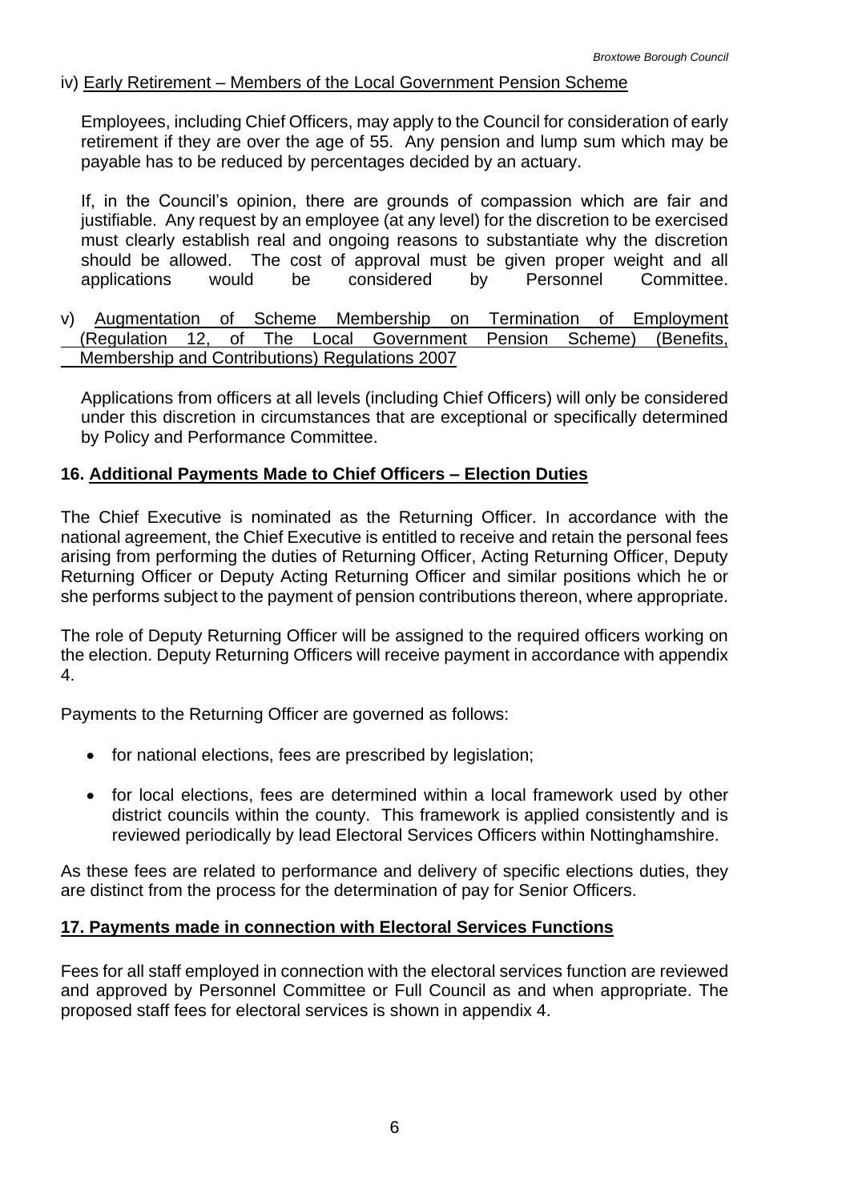iv) Early Retirement – Members of the Local Government Pension Scheme

Employees, including Chief Officers, may apply to the Council for consideration of early retirement if they are over the age of 55. Any pension and lump sum which may be payable has to be reduced by percentages decided by an actuary.

If, in the Council's opinion, there are grounds of compassion which are fair and justifiable. Any request by an employee (at any level) for the discretion to be exercised must clearly establish real and ongoing reasons to substantiate why the discretion should be allowed. The cost of approval must be given proper weight and all applications would be considered by Personnel Committee.

v) Augmentation of Scheme Membership on Termination of Employment (Regulation 12, of The Local Government Pension Scheme) (Benefits, Membership and Contributions) Regulations 2007

Applications from officers at all levels (including Chief Officers) will only be considered under this discretion in circumstances that are exceptional or specifically determined by Policy and Performance Committee.

## 16. Additional Payments Made to Chief Officers – Election Duties

The Chief Executive is nominated as the Returning Officer. In accordance with the national agreement, the Chief Executive is entitled to receive and retain the personal fees arising from performing the duties of Returning Officer, Acting Returning Officer, Deputy Returning Officer or Deputy Acting Returning Officer and similar positions which he or she performs subject to the payment of pension contributions thereon, where appropriate.

The role of Deputy Returning Officer will be assigned to the required officers working on the election. Deputy Returning Officers will receive payment in accordance with appendix 4.

Payments to the Returning Officer are governed as follows:

- for national elections, fees are prescribed by legislation;
- for local elections, fees are determined within a local framework used by other district councils within the county. This framework is applied consistently and is reviewed periodically by lead Electoral Services Officers within Nottinghamshire.

As these fees are related to performance and delivery of specific elections duties, they are distinct from the process for the determination of pay for Senior Officers.

## 17. Payments made in connection with Electoral Services Functions

Fees for all staff employed in connection with the electoral services function are reviewed and approved by Personnel Committee or Full Council as and when appropriate. The proposed staff fees for electoral services is shown in appendix 4.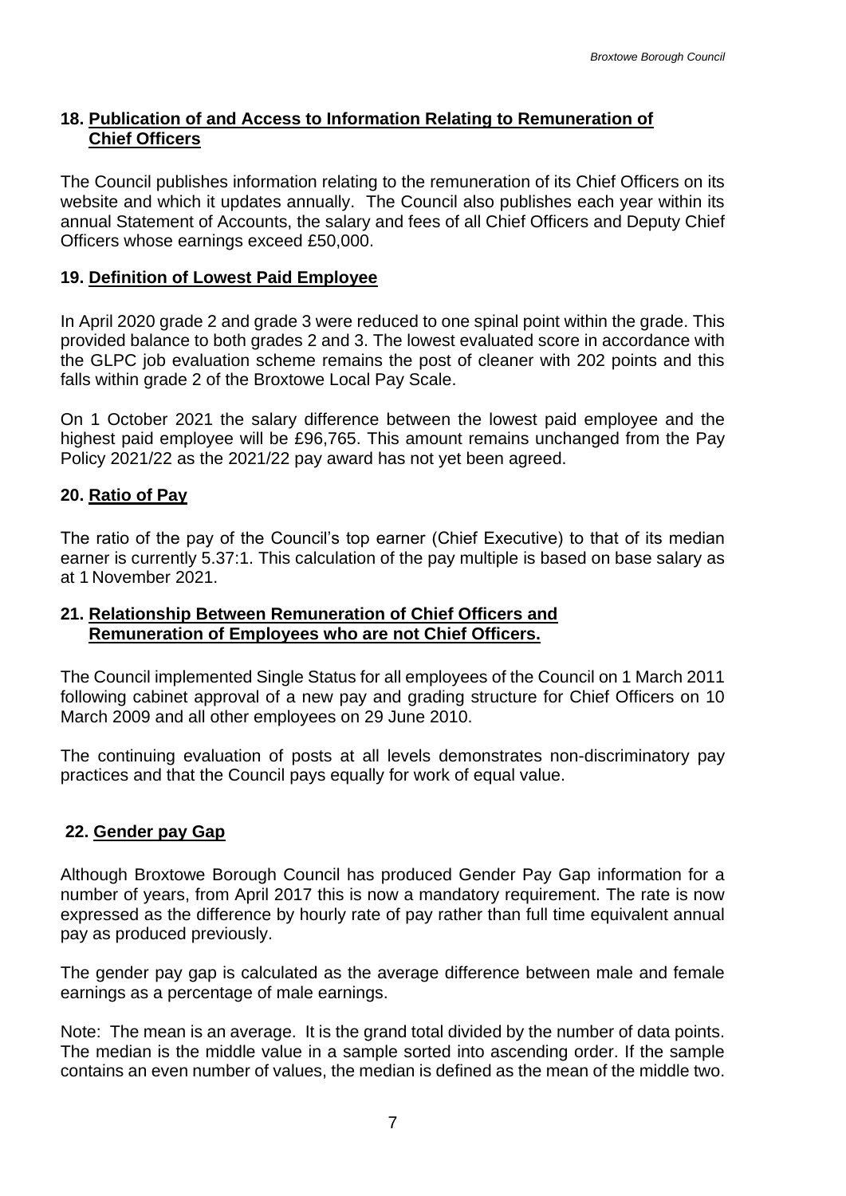## 18. Publication of and Access to Information Relating to Remuneration of Chief Officers

The Council publishes information relating to the remuneration of its Chief Officers on its website and which it updates annually. The Council also publishes each year within its annual Statement of Accounts, the salary and fees of all Chief Officers and Deputy Chief Officers whose earnings exceed £50,000.

## 19. Definition of Lowest Paid Employee

In April 2020 grade 2 and grade 3 were reduced to one spinal point within the grade. This provided balance to both grades 2 and 3. The lowest evaluated score in accordance with the GLPC job evaluation scheme remains the post of cleaner with 202 points and this falls within grade 2 of the Broxtowe Local Pay Scale.

On 1 October 2021 the salary difference between the lowest paid employee and the highest paid employee will be £96,765. This amount remains unchanged from the Pay Policy 2021/22 as the 2021/22 pay award has not yet been agreed.

## 20. Ratio of Pay

The ratio of the pay of the Council's top earner (Chief Executive) to that of its median earner is currently 5.37:1. This calculation of the pay multiple is based on base salary as at 1 November 2021.

## 21. Relationship Between Remuneration of Chief Officers and Remuneration of Employees who are not Chief Officers.

The Council implemented Single Status for all employees of the Council on 1 March 2011 following cabinet approval of a new pay and grading structure for Chief Officers on 10 March 2009 and all other employees on 29 June 2010.

The continuing evaluation of posts at all levels demonstrates non-discriminatory pay practices and that the Council pays equally for work of equal value.

## 22. Gender pay Gap

Although Broxtowe Borough Council has produced Gender Pay Gap information for a number of years, from April 2017 this is now a mandatory requirement. The rate is now expressed as the difference by hourly rate of pay rather than full time equivalent annual pay as produced previously.

The gender pay gap is calculated as the average difference between male and female earnings as a percentage of male earnings.

Note: The mean is an average. It is the grand total divided by the number of data points. The median is the middle value in a sample sorted into ascending order. If the sample contains an even number of values, the median is defined as the mean of the middle two.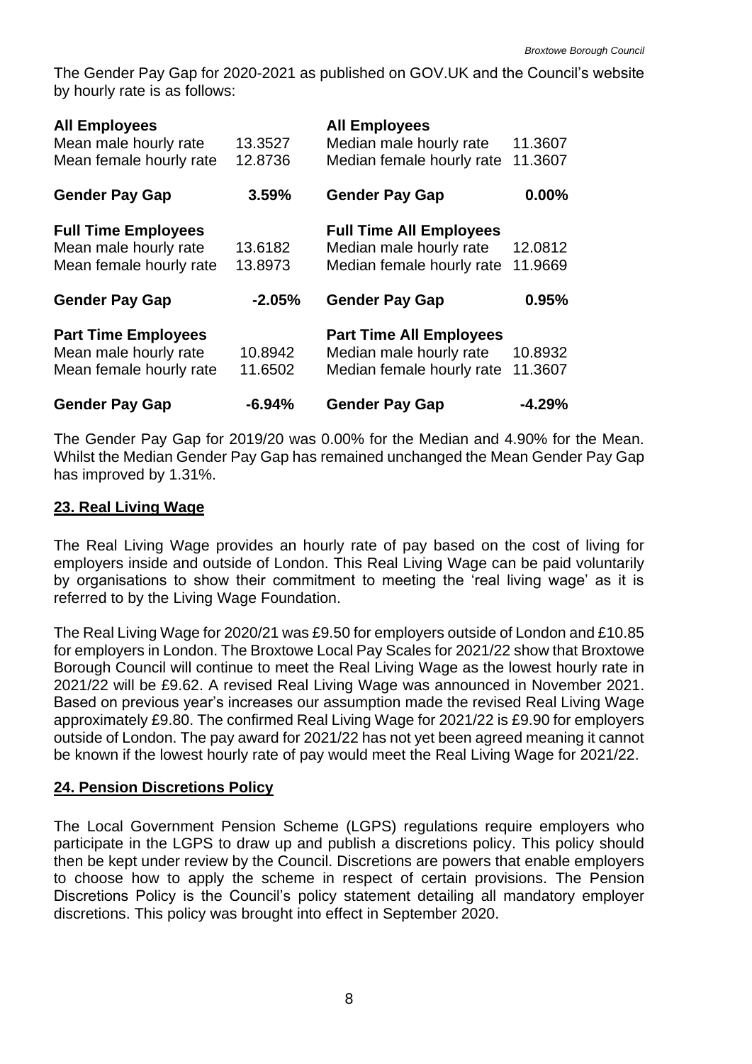The Gender Pay Gap for 2020-2021 as published on GOV.UK and the Council's website by hourly rate is as follows:

| **All Employees** | | **All Employees** | |
|---|---|---|---|
| Mean male hourly rate | 13.3527 | Median male hourly rate | 11.3607 |
| Mean female hourly rate | 12.8736 | Median female hourly rate | 11.3607 |
| **Gender Pay Gap** | **3.59%** | **Gender Pay Gap** | **0.00%** |
| **Full Time Employees** | | **Full Time All Employees** | |
| Mean male hourly rate | 13.6182 | Median male hourly rate | 12.0812 |
| Mean female hourly rate | 13.8973 | Median female hourly rate | 11.9669 |
| **Gender Pay Gap** | **-2.05%** | **Gender Pay Gap** | **0.95%** |
| **Part Time Employees** | | **Part Time All Employees** | |
| Mean male hourly rate | 10.8942 | Median male hourly rate | 10.8932 |
| Mean female hourly rate | 11.6502 | Median female hourly rate | 11.3607 |
| **Gender Pay Gap** | **-6.94%** | **Gender Pay Gap** | **-4.29%** |

The Gender Pay Gap for 2019/20 was 0.00% for the Median and 4.90% for the Mean. Whilst the Median Gender Pay Gap has remained unchanged the Mean Gender Pay Gap has improved by 1.31%.

## 23. Real Living Wage

The Real Living Wage provides an hourly rate of pay based on the cost of living for employers inside and outside of London. This Real Living Wage can be paid voluntarily by organisations to show their commitment to meeting the 'real living wage' as it is referred to by the Living Wage Foundation.

The Real Living Wage for 2020/21 was £9.50 for employers outside of London and £10.85 for employers in London. The Broxtowe Local Pay Scales for 2021/22 show that Broxtowe Borough Council will continue to meet the Real Living Wage as the lowest hourly rate in 2021/22 will be £9.62. A revised Real Living Wage was announced in November 2021. Based on previous year's increases our assumption made the revised Real Living Wage approximately £9.80. The confirmed Real Living Wage for 2021/22 is £9.90 for employers outside of London. The pay award for 2021/22 has not yet been agreed meaning it cannot be known if the lowest hourly rate of pay would meet the Real Living Wage for 2021/22.

## 24. Pension Discretions Policy

The Local Government Pension Scheme (LGPS) regulations require employers who participate in the LGPS to draw up and publish a discretions policy. This policy should then be kept under review by the Council. Discretions are powers that enable employers to choose how to apply the scheme in respect of certain provisions. The Pension Discretions Policy is the Council's policy statement detailing all mandatory employer discretions. This policy was brought into effect in September 2020.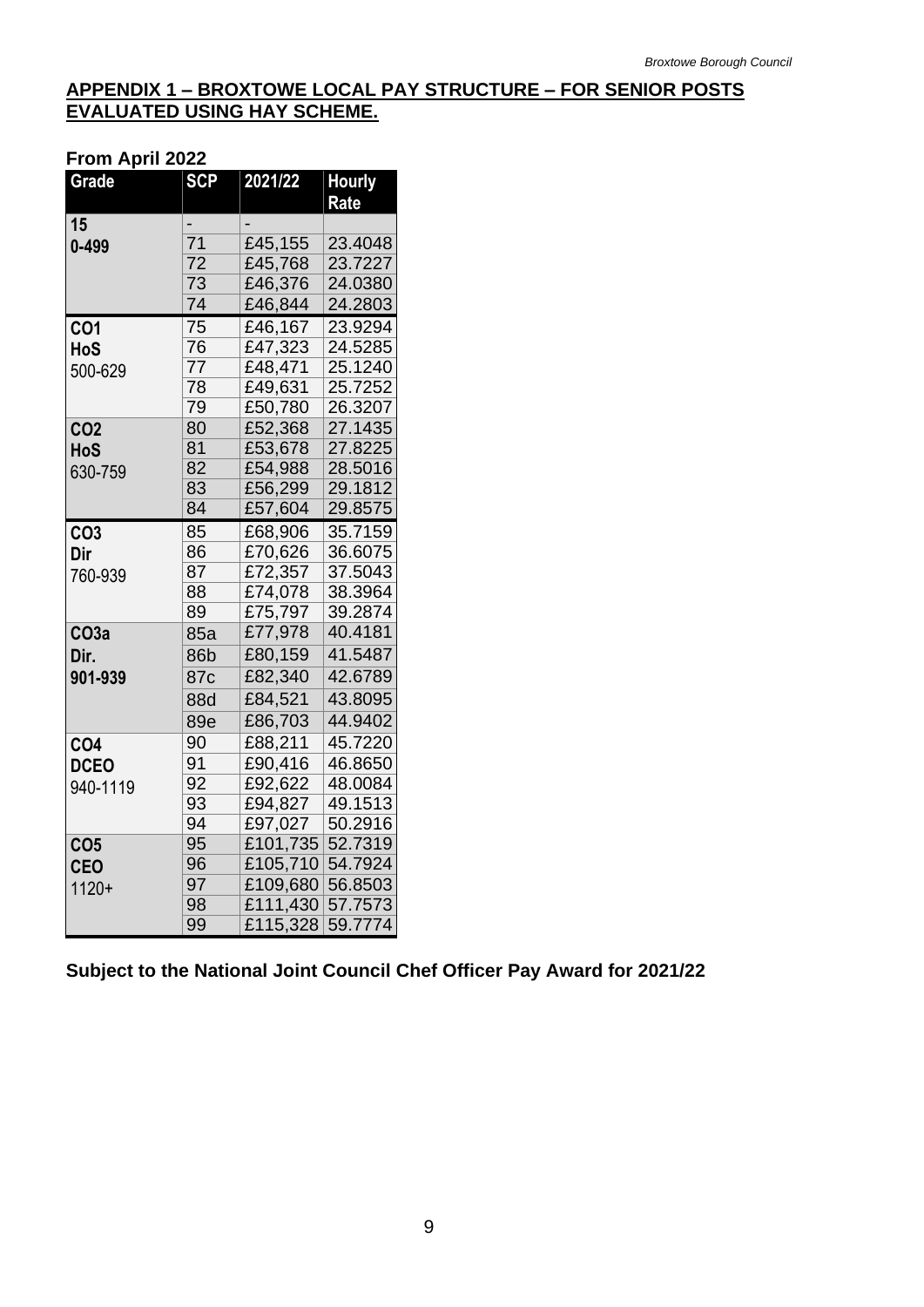## APPENDIX 1 – BROXTOWE LOCAL PAY STRUCTURE – FOR SENIOR POSTS EVALUATED USING HAY SCHEME.

**From April 2022**

| Grade | SCP | 2021/22 | Hourly Rate |
|---|---|---|---|
| **15** | - | - | |
| **0-499** | 71 | £45,155 | 23.4048 |
| | 72 | £45,768 | 23.7227 |
| | 73 | £46,376 | 24.0380 |
| | 74 | £46,844 | 24.2803 |
| **CO1** | 75 | £46,167 | 23.9294 |
| **HoS** | 76 | £47,323 | 24.5285 |
| 500-629 | 77 | £48,471 | 25.1240 |
| | 78 | £49,631 | 25.7252 |
| | 79 | £50,780 | 26.3207 |
| **CO2** | 80 | £52,368 | 27.1435 |
| **HoS** | 81 | £53,678 | 27.8225 |
| 630-759 | 82 | £54,988 | 28.5016 |
| | 83 | £56,299 | 29.1812 |
| | 84 | £57,604 | 29.8575 |
| **CO3** | 85 | £68,906 | 35.7159 |
| **Dir** | 86 | £70,626 | 36.6075 |
| 760-939 | 87 | £72,357 | 37.5043 |
| | 88 | £74,078 | 38.3964 |
| | 89 | £75,797 | 39.2874 |
| **CO3a** | 85a | £77,978 | 40.4181 |
| **Dir.** | 86b | £80,159 | 41.5487 |
| **901-939** | 87c | £82,340 | 42.6789 |
| | 88d | £84,521 | 43.8095 |
| | 89e | £86,703 | 44.9402 |
| **CO4** | 90 | £88,211 | 45.7220 |
| **DCEO** | 91 | £90,416 | 46.8650 |
| 940-1119 | 92 | £92,622 | 48.0084 |
| | 93 | £94,827 | 49.1513 |
| | 94 | £97,027 | 50.2916 |
| **CO5** | 95 | £101,735 | 52.7319 |
| **CEO** | 96 | £105,710 | 54.7924 |
| 1120+ | 97 | £109,680 | 56.8503 |
| | 98 | £111,430 | 57.7573 |
| | 99 | £115,328 | 59.7774 |

**Subject to the National Joint Council Chef Officer Pay Award for 2021/22**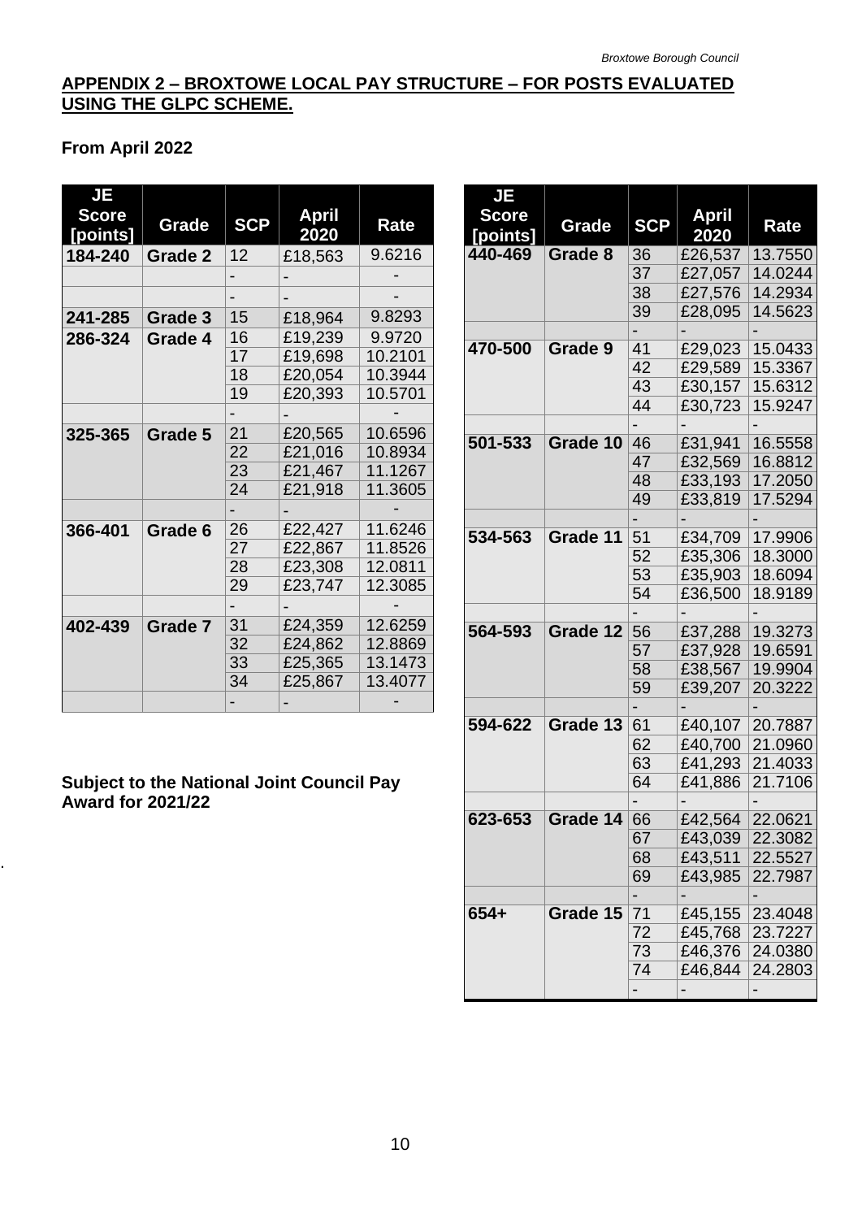## APPENDIX 2 – BROXTOWE LOCAL PAY STRUCTURE – FOR POSTS EVALUATED USING THE GLPC SCHEME.

**From April 2022**

| JE Score [points] | Grade | SCP | April 2020 | Rate |
|---|---|---|---|---|
| 184-240 | Grade 2 | 12 | £18,563 | 9.6216 |
| | | - | - | - |
| | | - | - | - |
| 241-285 | Grade 3 | 15 | £18,964 | 9.8293 |
| 286-324 | Grade 4 | 16 | £19,239 | 9.9720 |
| | | 17 | £19,698 | 10.2101 |
| | | 18 | £20,054 | 10.3944 |
| | | 19 | £20,393 | 10.5701 |
| | | - | - | - |
| 325-365 | Grade 5 | 21 | £20,565 | 10.6596 |
| | | 22 | £21,016 | 10.8934 |
| | | 23 | £21,467 | 11.1267 |
| | | 24 | £21,918 | 11.3605 |
| | | - | - | - |
| 366-401 | Grade 6 | 26 | £22,427 | 11.6246 |
| | | 27 | £22,867 | 11.8526 |
| | | 28 | £23,308 | 12.0811 |
| | | 29 | £23,747 | 12.3085 |
| | | - | - | - |
| 402-439 | Grade 7 | 31 | £24,359 | 12.6259 |
| | | 32 | £24,862 | 12.8869 |
| | | 33 | £25,365 | 13.1473 |
| | | 34 | £25,867 | 13.4077 |
| | | - | - | - |

**Subject to the National Joint Council Pay Award for 2021/22**

| JE Score [points] | Grade | SCP | April 2020 | Rate |
|---|---|---|---|---|
| 440-469 | Grade 8 | 36 | £26,537 | 13.7550 |
| | | 37 | £27,057 | 14.0244 |
| | | 38 | £27,576 | 14.2934 |
| | | 39 | £28,095 | 14.5623 |
| | | - | - | - |
| 470-500 | Grade 9 | 41 | £29,023 | 15.0433 |
| | | 42 | £29,589 | 15.3367 |
| | | 43 | £30,157 | 15.6312 |
| | | 44 | £30,723 | 15.9247 |
| | | - | - | - |
| 501-533 | Grade 10 | 46 | £31,941 | 16.5558 |
| | | 47 | £32,569 | 16.8812 |
| | | 48 | £33,193 | 17.2050 |
| | | 49 | £33,819 | 17.5294 |
| | | - | - | - |
| 534-563 | Grade 11 | 51 | £34,709 | 17.9906 |
| | | 52 | £35,306 | 18.3000 |
| | | 53 | £35,903 | 18.6094 |
| | | 54 | £36,500 | 18.9189 |
| | | - | - | - |
| 564-593 | Grade 12 | 56 | £37,288 | 19.3273 |
| | | 57 | £37,928 | 19.6591 |
| | | 58 | £38,567 | 19.9904 |
| | | 59 | £39,207 | 20.3222 |
| | | - | - | - |
| 594-622 | Grade 13 | 61 | £40,107 | 20.7887 |
| | | 62 | £40,700 | 21.0960 |
| | | 63 | £41,293 | 21.4033 |
| | | 64 | £41,886 | 21.7106 |
| | | - | - | - |
| 623-653 | Grade 14 | 66 | £42,564 | 22.0621 |
| | | 67 | £43,039 | 22.3082 |
| | | 68 | £43,511 | 22.5527 |
| | | 69 | £43,985 | 22.7987 |
| | | - | - | - |
| 654+ | Grade 15 | 71 | £45,155 | 23.4048 |
| | | 72 | £45,768 | 23.7227 |
| | | 73 | £46,376 | 24.0380 |
| | | 74 | £46,844 | 24.2803 |
| | | - | - | - |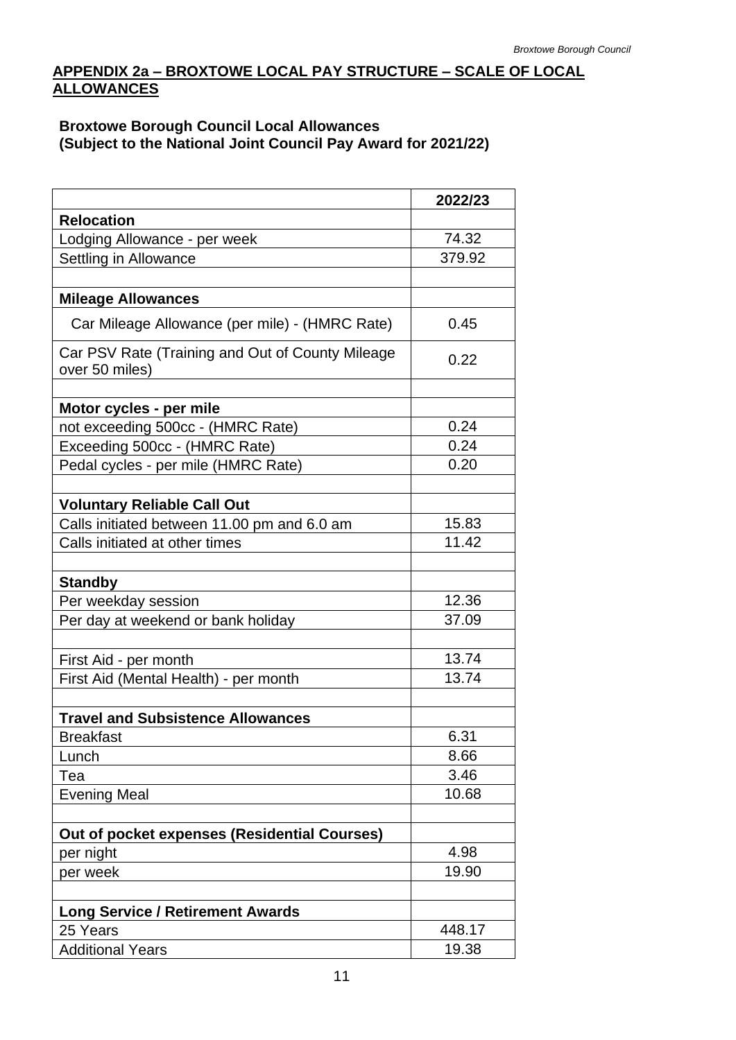## APPENDIX 2a – BROXTOWE LOCAL PAY STRUCTURE – SCALE OF LOCAL ALLOWANCES

**Broxtowe Borough Council Local Allowances**
**(Subject to the National Joint Council Pay Award for 2021/22)**

| | **2022/23** |
|---|---|
| **Relocation** | |
| Lodging Allowance - per week | 74.32 |
| Settling in Allowance | 379.92 |
| | |
| **Mileage Allowances** | |
| Car Mileage Allowance (per mile) - (HMRC Rate) | 0.45 |
| Car PSV Rate (Training and Out of County Mileage over 50 miles) | 0.22 |
| | |
| **Motor cycles - per mile** | |
| not exceeding 500cc - (HMRC Rate) | 0.24 |
| Exceeding 500cc - (HMRC Rate) | 0.24 |
| Pedal cycles - per mile (HMRC Rate) | 0.20 |
| | |
| **Voluntary Reliable Call Out** | |
| Calls initiated between 11.00 pm and 6.0 am | 15.83 |
| Calls initiated at other times | 11.42 |
| | |
| **Standby** | |
| Per weekday session | 12.36 |
| Per day at weekend or bank holiday | 37.09 |
| | |
| First Aid - per month | 13.74 |
| First Aid (Mental Health) - per month | 13.74 |
| | |
| **Travel and Subsistence Allowances** | |
| Breakfast | 6.31 |
| Lunch | 8.66 |
| Tea | 3.46 |
| Evening Meal | 10.68 |
| | |
| **Out of pocket expenses (Residential Courses)** | |
| per night | 4.98 |
| per week | 19.90 |
| | |
| **Long Service / Retirement Awards** | |
| 25 Years | 448.17 |
| Additional Years | 19.38 |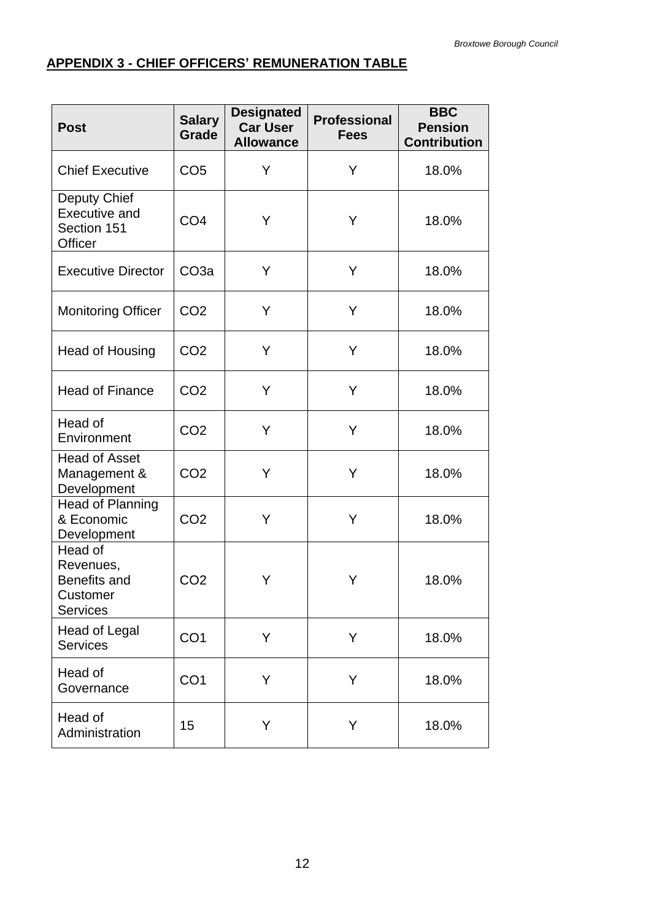**APPENDIX 3 - CHIEF OFFICERS' REMUNERATION TABLE**

| Post | Salary Grade | Designated Car User Allowance | Professional Fees | BBC Pension Contribution |
|---|---|---|---|---|
| Chief Executive | CO5 | Y | Y | 18.0% |
| Deputy Chief Executive and Section 151 Officer | CO4 | Y | Y | 18.0% |
| Executive Director | CO3a | Y | Y | 18.0% |
| Monitoring Officer | CO2 | Y | Y | 18.0% |
| Head of Housing | CO2 | Y | Y | 18.0% |
| Head of Finance | CO2 | Y | Y | 18.0% |
| Head of Environment | CO2 | Y | Y | 18.0% |
| Head of Asset Management & Development | CO2 | Y | Y | 18.0% |
| Head of Planning & Economic Development | CO2 | Y | Y | 18.0% |
| Head of Revenues, Benefits and Customer Services | CO2 | Y | Y | 18.0% |
| Head of Legal Services | CO1 | Y | Y | 18.0% |
| Head of Governance | CO1 | Y | Y | 18.0% |
| Head of Administration | 15 | Y | Y | 18.0% |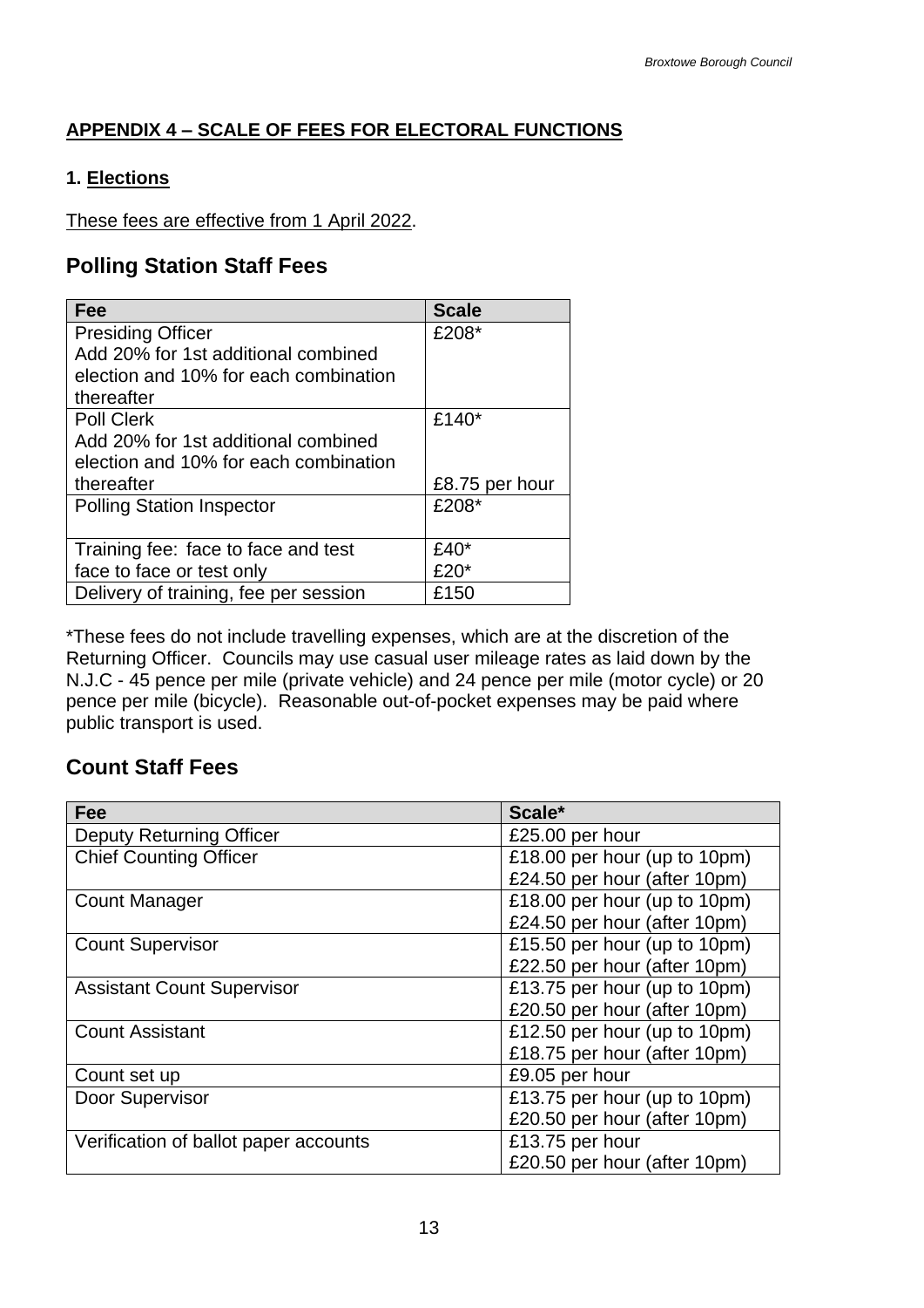## APPENDIX 4 – SCALE OF FEES FOR ELECTORAL FUNCTIONS

### 1. Elections

These fees are effective from 1 April 2022.

## Polling Station Staff Fees

| Fee | Scale |
|---|---|
| Presiding Officer<br>Add 20% for 1st additional combined election and 10% for each combination thereafter | £208* |
| Poll Clerk<br>Add 20% for 1st additional combined election and 10% for each combination thereafter | £140*<br><br>£8.75 per hour |
| Polling Station Inspector | £208* |
| Training fee: face to face and test<br>face to face or test only | £40*<br>£20* |
| Delivery of training, fee per session | £150 |

*These fees do not include travelling expenses, which are at the discretion of the Returning Officer. Councils may use casual user mileage rates as laid down by the N.J.C - 45 pence per mile (private vehicle) and 24 pence per mile (motor cycle) or 20 pence per mile (bicycle). Reasonable out-of-pocket expenses may be paid where public transport is used.

## Count Staff Fees

| Fee | Scale* |
|---|---|
| Deputy Returning Officer | £25.00 per hour |
| Chief Counting Officer | £18.00 per hour (up to 10pm)<br>£24.50 per hour (after 10pm) |
| Count Manager | £18.00 per hour (up to 10pm)<br>£24.50 per hour (after 10pm) |
| Count Supervisor | £15.50 per hour (up to 10pm)<br>£22.50 per hour (after 10pm) |
| Assistant Count Supervisor | £13.75 per hour (up to 10pm)<br>£20.50 per hour (after 10pm) |
| Count Assistant | £12.50 per hour (up to 10pm)<br>£18.75 per hour (after 10pm) |
| Count set up | £9.05 per hour |
| Door Supervisor | £13.75 per hour (up to 10pm)<br>£20.50 per hour (after 10pm) |
| Verification of ballot paper accounts | £13.75 per hour<br>£20.50 per hour (after 10pm) |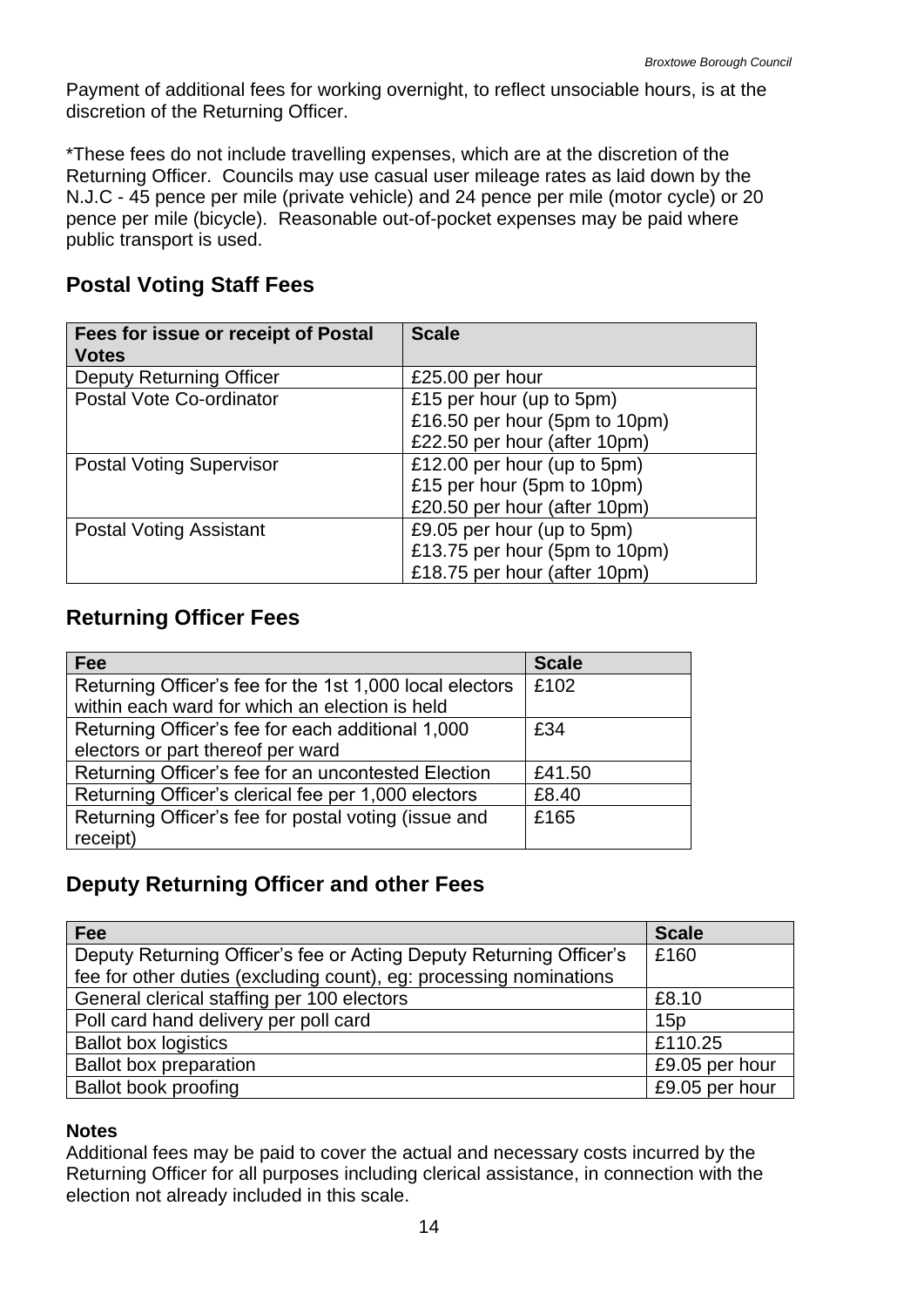Payment of additional fees for working overnight, to reflect unsociable hours, is at the discretion of the Returning Officer.

*These fees do not include travelling expenses, which are at the discretion of the Returning Officer. Councils may use casual user mileage rates as laid down by the N.J.C - 45 pence per mile (private vehicle) and 24 pence per mile (motor cycle) or 20 pence per mile (bicycle). Reasonable out-of-pocket expenses may be paid where public transport is used.

## Postal Voting Staff Fees

| Fees for issue or receipt of Postal Votes | Scale |
|---|---|
| Deputy Returning Officer | £25.00 per hour |
| Postal Vote Co-ordinator | £15 per hour (up to 5pm)<br>£16.50 per hour (5pm to 10pm)<br>£22.50 per hour (after 10pm) |
| Postal Voting Supervisor | £12.00 per hour (up to 5pm)<br>£15 per hour (5pm to 10pm)<br>£20.50 per hour (after 10pm) |
| Postal Voting Assistant | £9.05 per hour (up to 5pm)<br>£13.75 per hour (5pm to 10pm)<br>£18.75 per hour (after 10pm) |

## Returning Officer Fees

| Fee | Scale |
|---|---|
| Returning Officer's fee for the 1st 1,000 local electors within each ward for which an election is held | £102 |
| Returning Officer's fee for each additional 1,000 electors or part thereof per ward | £34 |
| Returning Officer's fee for an uncontested Election | £41.50 |
| Returning Officer's clerical fee per 1,000 electors | £8.40 |
| Returning Officer's fee for postal voting (issue and receipt) | £165 |

## Deputy Returning Officer and other Fees

| Fee | Scale |
|---|---|
| Deputy Returning Officer's fee or Acting Deputy Returning Officer's fee for other duties (excluding count), eg: processing nominations | £160 |
| General clerical staffing per 100 electors | £8.10 |
| Poll card hand delivery per poll card | 15p |
| Ballot box logistics | £110.25 |
| Ballot box preparation | £9.05 per hour |
| Ballot book proofing | £9.05 per hour |

**Notes**

Additional fees may be paid to cover the actual and necessary costs incurred by the Returning Officer for all purposes including clerical assistance, in connection with the election not already included in this scale.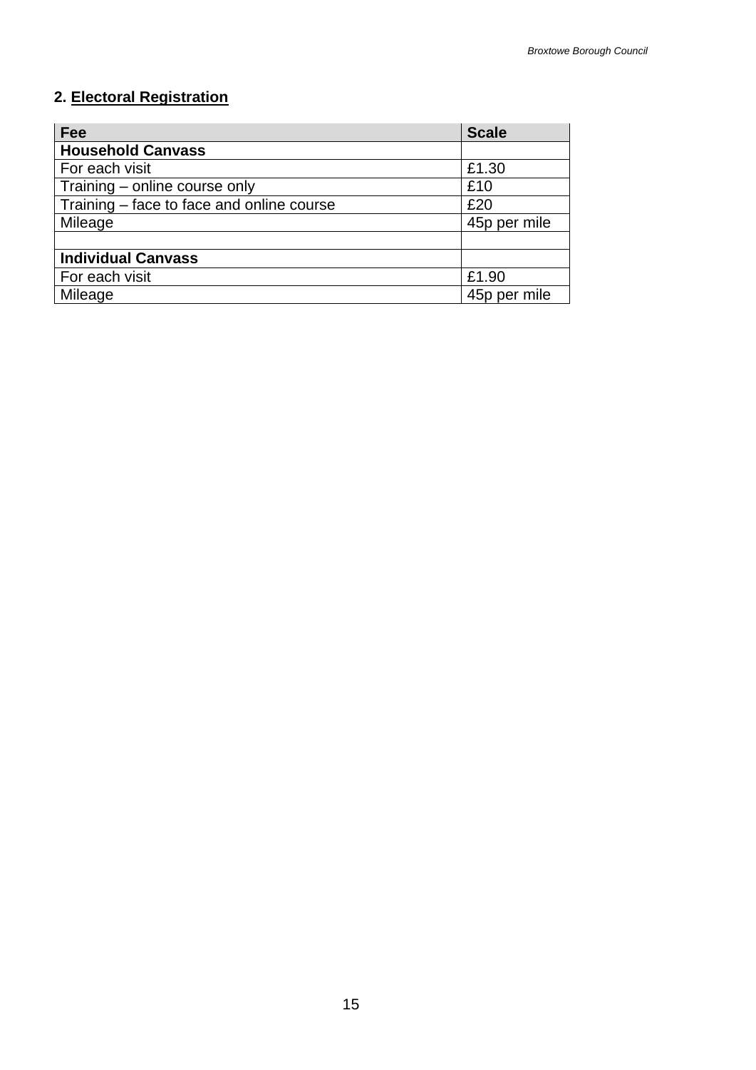## 2. <u>Electoral Registration</u>

| Fee | Scale |
|---|---|
| **Household Canvass** | |
| For each visit | £1.30 |
| Training – online course only | £10 |
| Training – face to face and online course | £20 |
| Mileage | 45p per mile |
| | |
| **Individual Canvass** | |
| For each visit | £1.90 |
| Mileage | 45p per mile |